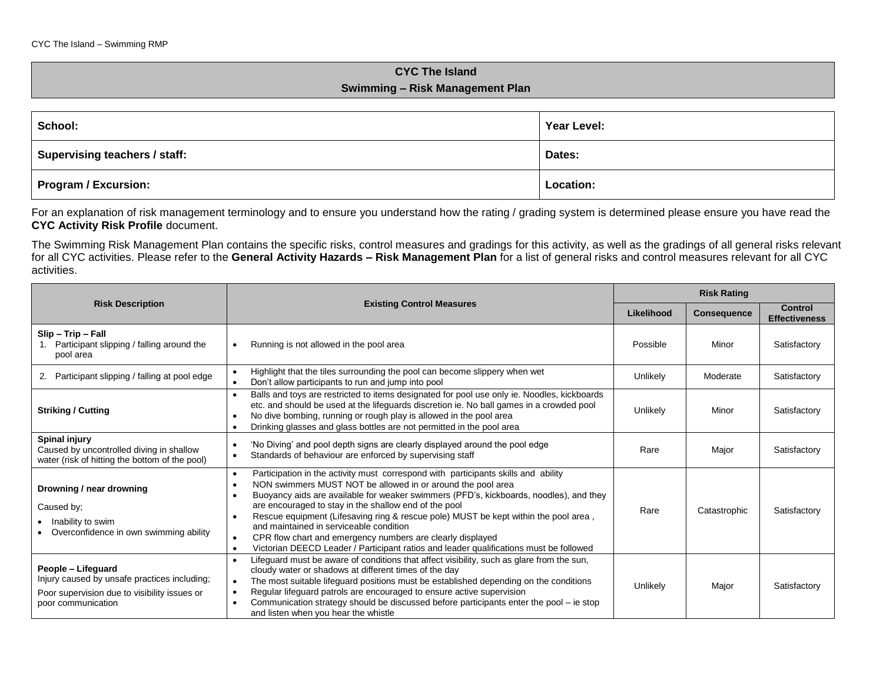# CYC The Island

## Swimming – Risk Management Plan

| School: | Year Level: |
|---|---|
| Supervising teachers / staff: | Dates: |
| Program / Excursion: | Location: |

For an explanation of risk management terminology and to ensure you understand how the rating / grading system is determined please ensure you have read the **CYC Activity Risk Profile** document.

The Swimming Risk Management Plan contains the specific risks, control measures and gradings for this activity, as well as the gradings of all general risks relevant for all CYC activities. Please refer to the **General Activity Hazards – Risk Management Plan** for a list of general risks and control measures relevant for all CYC activities.

| Risk Description | Existing Control Measures | Risk Rating | | |
|---|---|---|---|---|
| | | Likelihood | Consequence | Control Effectiveness |
| **Slip – Trip – Fall**<br>1. Participant slipping / falling around the pool area | • Running is not allowed in the pool area | Possible | Minor | Satisfactory |
| 2. Participant slipping / falling at pool edge | • Highlight that the tiles surrounding the pool can become slippery when wet<br>• Don't allow participants to run and jump into pool | Unlikely | Moderate | Satisfactory |
| **Striking / Cutting** | • Balls and toys are restricted to items designated for pool use only ie. Noodles, kickboards etc. and should be used at the lifeguards discretion ie. No ball games in a crowded pool<br>• No dive bombing, running or rough play is allowed in the pool area<br>• Drinking glasses and glass bottles are not permitted in the pool area | Unlikely | Minor | Satisfactory |
| **Spinal injury**<br>Caused by uncontrolled diving in shallow water (risk of hitting the bottom of the pool) | • 'No Diving' and pool depth signs are clearly displayed around the pool edge<br>• Standards of behaviour are enforced by supervising staff | Rare | Major | Satisfactory |
| **Drowning / near drowning**<br>Caused by;<br>• Inability to swim<br>• Overconfidence in own swimming ability | • Participation in the activity must correspond with participants skills and ability<br>• NON swimmers MUST NOT be allowed in or around the pool area<br>• Buoyancy aids are available for weaker swimmers (PFD's, kickboards, noodles), and they are encouraged to stay in the shallow end of the pool<br>• Rescue equipment (Lifesaving ring & rescue pole) MUST be kept within the pool area , and maintained in serviceable condition<br>• CPR flow chart and emergency numbers are clearly displayed<br>• Victorian DEECD Leader / Participant ratios and leader qualifications must be followed | Rare | Catastrophic | Satisfactory |
| **People – Lifeguard**<br>Injury caused by unsafe practices including;<br>Poor supervision due to visibility issues or poor communication | • Lifeguard must be aware of conditions that affect visibility, such as glare from the sun, cloudy water or shadows at different times of the day<br>• The most suitable lifeguard positions must be established depending on the conditions<br>• Regular lifeguard patrols are encouraged to ensure active supervision<br>• Communication strategy should be discussed before participants enter the pool – ie stop and listen when you hear the whistle | Unlikely | Major | Satisfactory |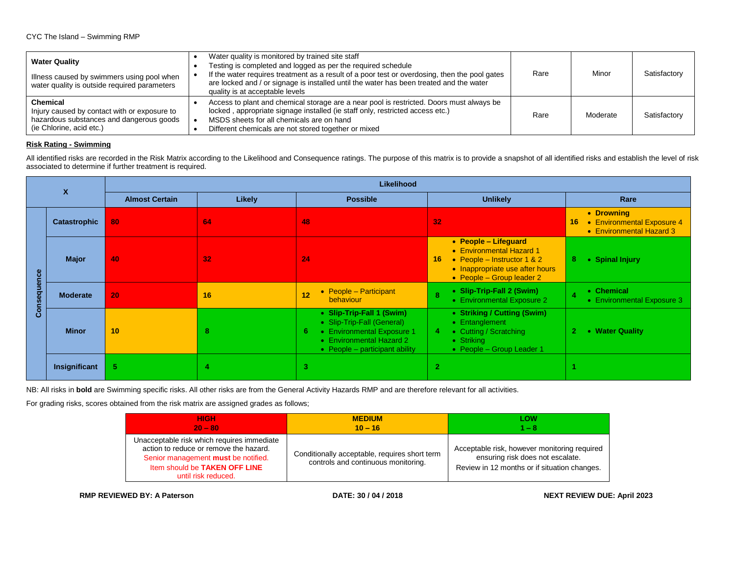| | | | | |
|---|---|---|---|---|
| **Water Quality**<br><br>Illness caused by swimmers using pool when water quality is outside required parameters | • Water quality is monitored by trained site staff<br>• Testing is completed and logged as per the required schedule<br>• If the water requires treatment as a result of a poor test or overdosing, then the pool gates are locked and / or signage is installed until the water has been treated and the water quality is at acceptable levels | Rare | Minor | Satisfactory |
| **Chemical**<br>Injury caused by contact with or exposure to hazardous substances and dangerous goods (ie Chlorine, acid etc.) | • Access to plant and chemical storage are a near pool is restricted. Doors must always be locked , appropriate signage installed (ie staff only, restricted access etc.)<br>• MSDS sheets for all chemicals are on hand<br>• Different chemicals are not stored together or mixed | Rare | Moderate | Satisfactory |

**Risk Rating - Swimming**

All identified risks are recorded in the Risk Matrix according to the Likelihood and Consequence ratings. The purpose of this matrix is to provide a snapshot of all identified risks and establish the level of risk associated to determine if further treatment is required.

| X | | Likelihood | | | | |
|---|---|---|---|---|---|---|
| | | **Almost Certain** | **Likely** | **Possible** | **Unlikely** | **Rare** |
| Consequence | **Catastrophic** | 80 | 64 | 48 | 32 | 16 • **Drowning** • Environmental Exposure 4 • Environmental Hazard 3 |
| | **Major** | 40 | 32 | 24 | 16 • **People – Lifeguard** • Environmental Hazard 1 • People – Instructor 1 & 2 • Inappropriate use after hours • People – Group leader 2 | 8 • **Spinal Injury** |
| | **Moderate** | 20 | 16 | 12 • People – Participant behaviour | 8 • **Slip-Trip-Fall 2 (Swim)** • Environmental Exposure 2 | 4 • **Chemical** • Environmental Exposure 3 |
| | **Minor** | 10 | 8 | 6 • **Slip-Trip-Fall 1 (Swim)** • Slip-Trip-Fall (General) • Environmental Exposure 1 • Environmental Hazard 2 • People – participant ability | 4 • **Striking / Cutting (Swim)** • Entanglement • Cutting / Scratching • Striking • People – Group Leader 1 | 2 • **Water Quality** |
| | **Insignificant** | 5 | 4 | 3 | 2 | 1 |

NB: All risks in **bold** are Swimming specific risks. All other risks are from the General Activity Hazards RMP and are therefore relevant for all activities.

For grading risks, scores obtained from the risk matrix are assigned grades as follows;

| **HIGH**<br>**20 – 80** | **MEDIUM**<br>**10 – 16** | **LOW**<br>**1 – 8** |
|---|---|---|
| Unacceptable risk which requires immediate action to reduce or remove the hazard.<br>Senior management **must** be notified.<br>Item should be **TAKEN OFF LINE** until risk reduced. | Conditionally acceptable, requires short term controls and continuous monitoring. | Acceptable risk, however monitoring required ensuring risk does not escalate.<br>Review in 12 months or if situation changes. |

**RMP REVIEWED BY: A Paterson** **DATE: 30 / 04 / 2018** **NEXT REVIEW DUE: April 2023**